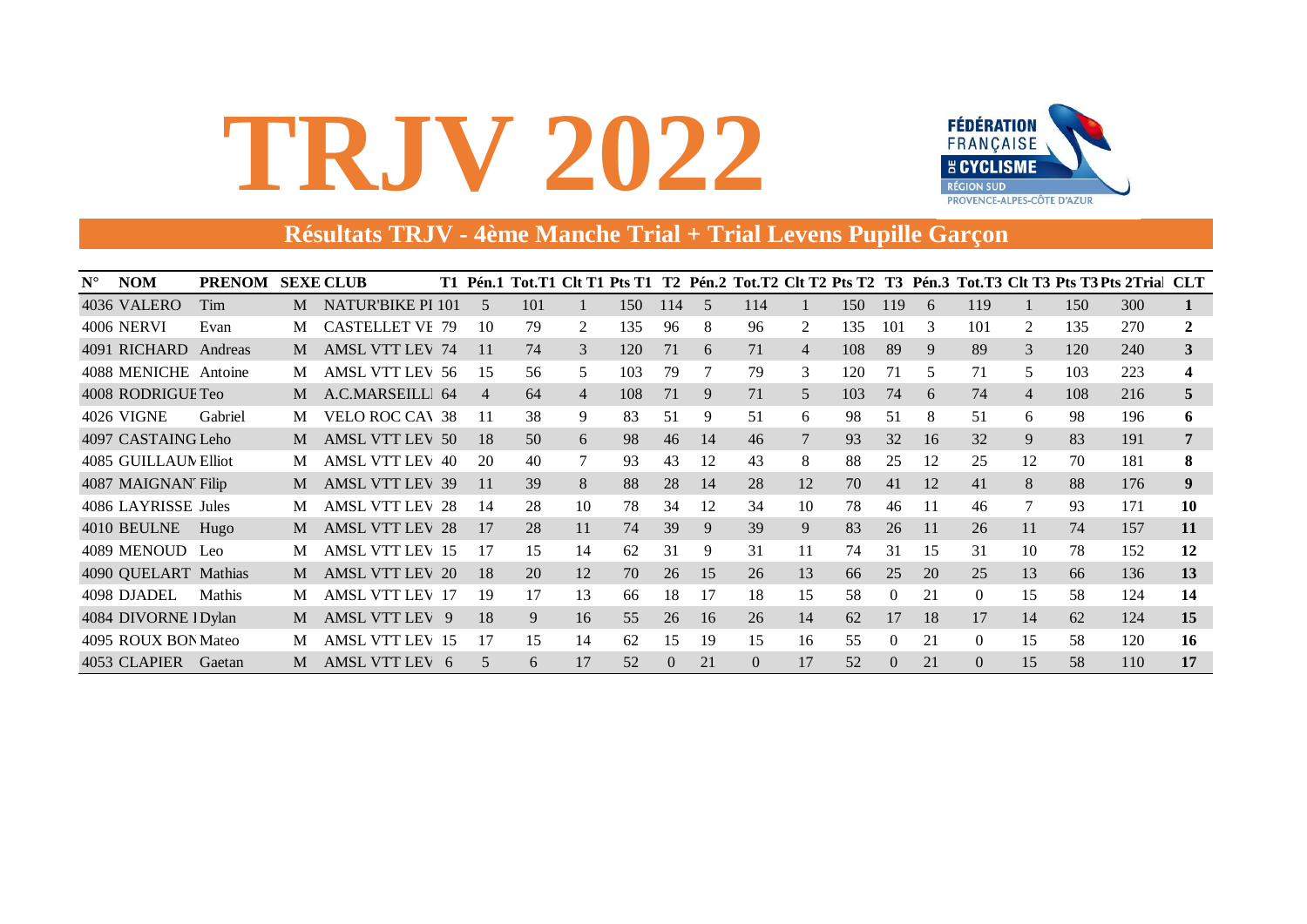# TRJV 2022

FÉDÉRATION FRANÇAISE DE CYCLISME RÉGION SUD PROVENCE-ALPES-CÔTE D'AZUR

## Résultats TRJV - 4ème Manche Trial + Trial Levens Pupille Garçon

| N° | NOM | PRENOM | SEXE | CLUB | T1 | Pén.1 | Tot.T1 | Clt T1 | Pts T1 | T2 | Pén.2 | Tot.T2 | Clt T2 | Pts T2 | T3 | Pén.3 | Tot.T3 | Clt T3 | Pts T3 | Pts 2Trial | CLT |
|---|---|---|---|---|---|---|---|---|---|---|---|---|---|---|---|---|---|---|---|---|---|
| 4036 | VALERO | Tim | M | NATUR'BIKE PI | 101 | 5 | 101 | 1 | 150 | 114 | 5 | 114 | 1 | 150 | 119 | 6 | 119 | 1 | 150 | 300 | **1** |
| 4006 | NERVI | Evan | M | CASTELLET VE | 79 | 10 | 79 | 2 | 135 | 96 | 8 | 96 | 2 | 135 | 101 | 3 | 101 | 2 | 135 | 270 | **2** |
| 4091 | RICHARD | Andreas | M | AMSL VTT LEV | 74 | 11 | 74 | 3 | 120 | 71 | 6 | 71 | 4 | 108 | 89 | 9 | 89 | 3 | 120 | 240 | **3** |
| 4088 | MENICHE | Antoine | M | AMSL VTT LEV | 56 | 15 | 56 | 5 | 103 | 79 | 7 | 79 | 3 | 120 | 71 | 5 | 71 | 5 | 103 | 223 | **4** |
| 4008 | RODRIGUE | Teo | M | A.C.MARSEILLI | 64 | 4 | 64 | 4 | 108 | 71 | 9 | 71 | 5 | 103 | 74 | 6 | 74 | 4 | 108 | 216 | **5** |
| 4026 | VIGNE | Gabriel | M | VELO ROC CAV | 38 | 11 | 38 | 9 | 83 | 51 | 9 | 51 | 6 | 98 | 51 | 8 | 51 | 6 | 98 | 196 | **6** |
| 4097 | CASTAING | Leho | M | AMSL VTT LEV | 50 | 18 | 50 | 6 | 98 | 46 | 14 | 46 | 7 | 93 | 32 | 16 | 32 | 9 | 83 | 191 | **7** |
| 4085 | GUILLAUM | Elliot | M | AMSL VTT LEV | 40 | 20 | 40 | 7 | 93 | 43 | 12 | 43 | 8 | 88 | 25 | 12 | 25 | 12 | 70 | 181 | **8** |
| 4087 | MAIGNAN | Filip | M | AMSL VTT LEV | 39 | 11 | 39 | 8 | 88 | 28 | 14 | 28 | 12 | 70 | 41 | 12 | 41 | 8 | 88 | 176 | **9** |
| 4086 | LAYRISSE | Jules | M | AMSL VTT LEV | 28 | 14 | 28 | 10 | 78 | 34 | 12 | 34 | 10 | 78 | 46 | 11 | 46 | 7 | 93 | 171 | **10** |
| 4010 | BEULNE | Hugo | M | AMSL VTT LEV | 28 | 17 | 28 | 11 | 74 | 39 | 9 | 39 | 9 | 83 | 26 | 11 | 26 | 11 | 74 | 157 | **11** |
| 4089 | MENOUD | Leo | M | AMSL VTT LEV | 15 | 17 | 15 | 14 | 62 | 31 | 9 | 31 | 11 | 74 | 31 | 15 | 31 | 10 | 78 | 152 | **12** |
| 4090 | QUELART | Mathias | M | AMSL VTT LEV | 20 | 18 | 20 | 12 | 70 | 26 | 15 | 26 | 13 | 66 | 25 | 20 | 25 | 13 | 66 | 136 | **13** |
| 4098 | DJADEL | Mathis | M | AMSL VTT LEV | 17 | 19 | 17 | 13 | 66 | 18 | 17 | 18 | 15 | 58 | 0 | 21 | 0 | 15 | 58 | 124 | **14** |
| 4084 | DIVORNE I | Dylan | M | AMSL VTT LEV | 9 | 18 | 9 | 16 | 55 | 26 | 16 | 26 | 14 | 62 | 17 | 18 | 17 | 14 | 62 | 124 | **15** |
| 4095 | ROUX BON | Mateo | M | AMSL VTT LEV | 15 | 17 | 15 | 14 | 62 | 15 | 19 | 15 | 16 | 55 | 0 | 21 | 0 | 15 | 58 | 120 | **16** |
| 4053 | CLAPIER | Gaetan | M | AMSL VTT LEV | 6 | 5 | 6 | 17 | 52 | 0 | 21 | 0 | 17 | 52 | 0 | 21 | 0 | 15 | 58 | 110 | **17** |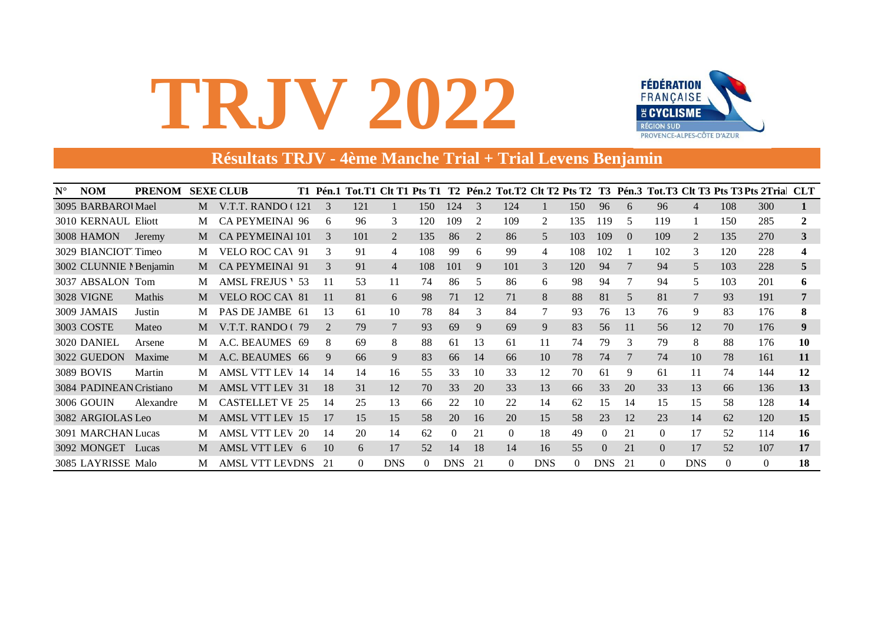# TRJV 2022

FÉDÉRATION FRANÇAISE DE CYCLISME
RÉGION SUD
PROVENCE-ALPES-CÔTE D'AZUR

## Résultats TRJV - 4ème Manche Trial + Trial Levens Benjamin

| N° | NOM | PRENOM | SEXE | CLUB | T1 | Pén.1 | Tot.T1 | Clt T1 | Pts T1 | T2 | Pén.2 | Tot.T2 | Clt T2 | Pts T2 | T3 | Pén.3 | Tot.T3 | Clt T3 | Pts T3 | Pts 2Trial | CLT |
|---|---|---|---|---|---|---|---|---|---|---|---|---|---|---|---|---|---|---|---|---|---|
| 3095 | BARBAROI | Mael | M | V.T.T. RANDO ( | 121 | 3 | 121 | 1 | 150 | 124 | 3 | 124 | 1 | 150 | 96 | 6 | 96 | 4 | 108 | 300 | **1** |
| 3010 | KERNAUL | Eliott | M | CA PEYMEINAI | 96 | 6 | 96 | 3 | 120 | 109 | 2 | 109 | 2 | 135 | 119 | 5 | 119 | 1 | 150 | 285 | **2** |
| 3008 | HAMON | Jeremy | M | CA PEYMEINAI | 101 | 3 | 101 | 2 | 135 | 86 | 2 | 86 | 5 | 103 | 109 | 0 | 109 | 2 | 135 | 270 | **3** |
| 3029 | BIANCIOT | Timeo | M | VELO ROC CA\ | 91 | 3 | 91 | 4 | 108 | 99 | 6 | 99 | 4 | 108 | 102 | 1 | 102 | 3 | 120 | 228 | **4** |
| 3002 | CLUNNIE I | Benjamin | M | CA PEYMEINAI | 91 | 3 | 91 | 4 | 108 | 101 | 9 | 101 | 3 | 120 | 94 | 7 | 94 | 5 | 103 | 228 | **5** |
| 3037 | ABSALON | Tom | M | AMSL FREJUS ' | 53 | 11 | 53 | 11 | 74 | 86 | 5 | 86 | 6 | 98 | 94 | 7 | 94 | 5 | 103 | 201 | **6** |
| 3028 | VIGNE | Mathis | M | VELO ROC CA\ | 81 | 11 | 81 | 6 | 98 | 71 | 12 | 71 | 8 | 88 | 81 | 5 | 81 | 7 | 93 | 191 | **7** |
| 3009 | JAMAIS | Justin | M | PAS DE JAMBE | 61 | 13 | 61 | 10 | 78 | 84 | 3 | 84 | 7 | 93 | 76 | 13 | 76 | 9 | 83 | 176 | **8** |
| 3003 | COSTE | Mateo | M | V.T.T. RANDO ( | 79 | 2 | 79 | 7 | 93 | 69 | 9 | 69 | 9 | 83 | 56 | 11 | 56 | 12 | 70 | 176 | **9** |
| 3020 | DANIEL | Arsene | M | A.C. BEAUMES | 69 | 8 | 69 | 8 | 88 | 61 | 13 | 61 | 11 | 74 | 79 | 3 | 79 | 8 | 88 | 176 | **10** |
| 3022 | GUEDON | Maxime | M | A.C. BEAUMES | 66 | 9 | 66 | 9 | 83 | 66 | 14 | 66 | 10 | 78 | 74 | 7 | 74 | 10 | 78 | 161 | **11** |
| 3089 | BOVIS | Martin | M | AMSL VTT LEV | 14 | 14 | 14 | 16 | 55 | 33 | 10 | 33 | 12 | 70 | 61 | 9 | 61 | 11 | 74 | 144 | **12** |
| 3084 | PADINEAN | Cristiano | M | AMSL VTT LEV | 31 | 18 | 31 | 12 | 70 | 33 | 20 | 33 | 13 | 66 | 33 | 20 | 33 | 13 | 66 | 136 | **13** |
| 3006 | GOUIN | Alexandre | M | CASTELLET VI | 25 | 14 | 25 | 13 | 66 | 22 | 10 | 22 | 14 | 62 | 15 | 14 | 15 | 15 | 58 | 128 | **14** |
| 3082 | ARGIOLAS | Leo | M | AMSL VTT LEV | 15 | 17 | 15 | 15 | 58 | 20 | 16 | 20 | 15 | 58 | 23 | 12 | 23 | 14 | 62 | 120 | **15** |
| 3091 | MARCHAN | Lucas | M | AMSL VTT LEV | 20 | 14 | 20 | 14 | 62 | 0 | 21 | 0 | 18 | 49 | 0 | 21 | 0 | 17 | 52 | 114 | **16** |
| 3092 | MONGET | Lucas | M | AMSL VTT LEV | 6 | 10 | 6 | 17 | 52 | 14 | 18 | 14 | 16 | 55 | 0 | 21 | 0 | 17 | 52 | 107 | **17** |
| 3085 | LAYRISSE | Malo | M | AMSL VTT LEV | DNS | 21 | 0 | DNS | 0 | DNS | 21 | 0 | DNS | 0 | DNS | 21 | 0 | DNS | 0 | 0 | **18** |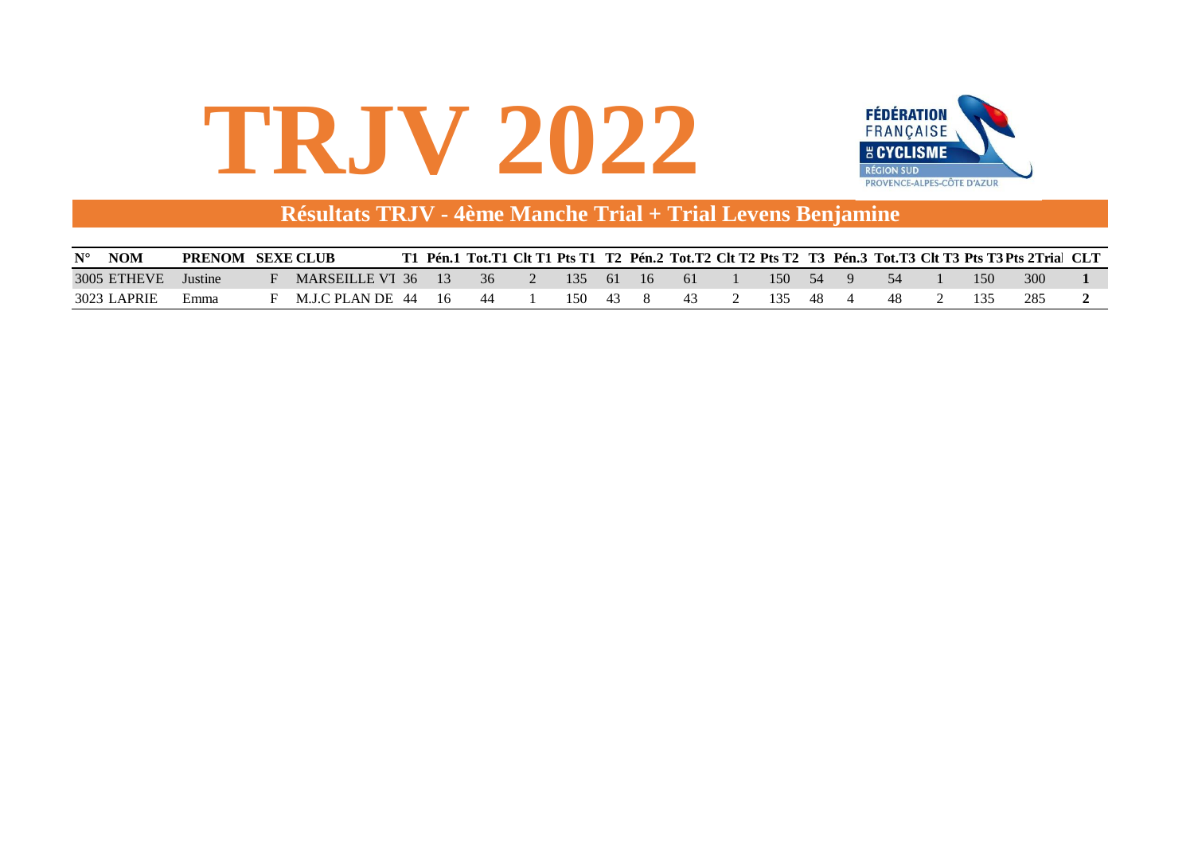# TRJV 2022

FÉDÉRATION FRANÇAISE DE CYCLISME RÉGION SUD PROVENCE-ALPES-CÔTE D'AZUR

## Résultats TRJV - 4ème Manche Trial + Trial Levens Benjamine

| N° | NOM | PRENOM | SEXE | CLUB | T1 | Pén.1 | Tot.T1 | Clt T1 | Pts T1 | T2 | Pén.2 | Tot.T2 | Clt T2 | Pts T2 | T3 | Pén.3 | Tot.T3 | Clt T3 | Pts T3 | Pts 2Trial | CLT |
|---|---|---|---|---|---|---|---|---|---|---|---|---|---|---|---|---|---|---|---|---|---|
| 3005 | ETHEVE | Justine | F | MARSEILLE VT | 36 | 13 | 36 | 2 | 135 | 61 | 16 | 61 | 1 | 150 | 54 | 9 | 54 | 1 | 150 | 300 | **1** |
| 3023 | LAPRIE | Emma | F | M.J.C PLAN DE | 44 | 16 | 44 | 1 | 150 | 43 | 8 | 43 | 2 | 135 | 48 | 4 | 48 | 2 | 135 | 285 | **2** |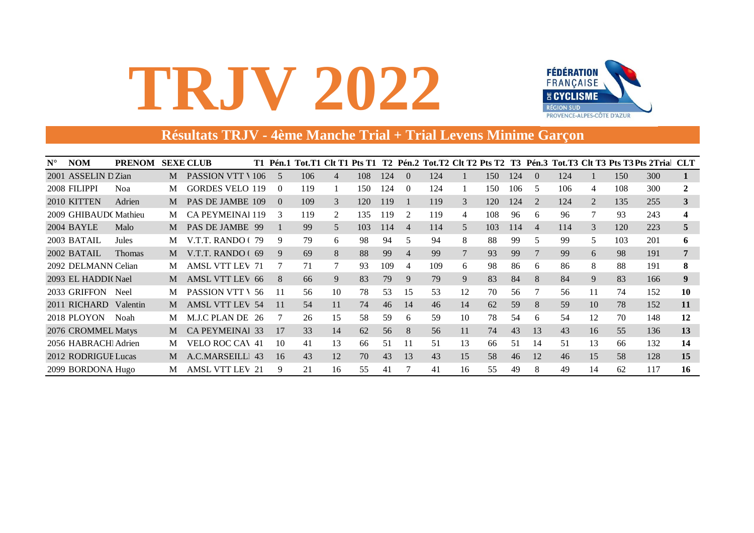# TRJV 2022

FÉDÉRATION FRANÇAISE DE CYCLISME RÉGION SUD PROVENCE-ALPES-CÔTE D'AZUR

## Résultats TRJV - 4ème Manche Trial + Trial Levens Minime Garçon

| N° | NOM | PRENOM | SEXE | CLUB | T1 | Pén.1 | Tot.T1 | Clt T1 | Pts T1 | T2 | Pén.2 | Tot.T2 | Clt T2 | Pts T2 | T3 | Pén.3 | Tot.T3 | Clt T3 | Pts T3 | Pts 2Trial | CLT |
|---|---|---|---|---|---|---|---|---|---|---|---|---|---|---|---|---|---|---|---|---|---|
| 2001 | ASSELIN D | Zian | M | PASSION VTT \ | 106 | 5 | 106 | 4 | 108 | 124 | 0 | 124 | 1 | 150 | 124 | 0 | 124 | 1 | 150 | 300 | **1** |
| 2008 | FILIPPI | Noa | M | GORDES VELO | 119 | 0 | 119 | 1 | 150 | 124 | 0 | 124 | 1 | 150 | 106 | 5 | 106 | 4 | 108 | 300 | **2** |
| 2010 | KITTEN | Adrien | M | PAS DE JAMBE | 109 | 0 | 109 | 3 | 120 | 119 | 1 | 119 | 3 | 120 | 124 | 2 | 124 | 2 | 135 | 255 | **3** |
| 2009 | GHIBAUD( | Mathieu | M | CA PEYMEINAI | 119 | 3 | 119 | 2 | 135 | 119 | 2 | 119 | 4 | 108 | 96 | 6 | 96 | 7 | 93 | 243 | **4** |
| 2004 | BAYLE | Malo | M | PAS DE JAMBE | 99 | 1 | 99 | 5 | 103 | 114 | 4 | 114 | 5 | 103 | 114 | 4 | 114 | 3 | 120 | 223 | **5** |
| 2003 | BATAIL | Jules | M | V.T.T. RANDO ( | 79 | 9 | 79 | 6 | 98 | 94 | 5 | 94 | 8 | 88 | 99 | 5 | 99 | 5 | 103 | 201 | **6** |
| 2002 | BATAIL | Thomas | M | V.T.T. RANDO ( | 69 | 9 | 69 | 8 | 88 | 99 | 4 | 99 | 7 | 93 | 99 | 7 | 99 | 6 | 98 | 191 | **7** |
| 2092 | DELMANN | Celian | M | AMSL VTT LEV | 71 | 7 | 71 | 7 | 93 | 109 | 4 | 109 | 6 | 98 | 86 | 6 | 86 | 8 | 88 | 191 | **8** |
| 2093 | EL HADDI( | Nael | M | AMSL VTT LEV | 66 | 8 | 66 | 9 | 83 | 79 | 9 | 79 | 9 | 83 | 84 | 8 | 84 | 9 | 83 | 166 | **9** |
| 2033 | GRIFFON | Neel | M | PASSION VTT \ | 56 | 11 | 56 | 10 | 78 | 53 | 15 | 53 | 12 | 70 | 56 | 7 | 56 | 11 | 74 | 152 | **10** |
| 2011 | RICHARD | Valentin | M | AMSL VTT LEV | 54 | 11 | 54 | 11 | 74 | 46 | 14 | 46 | 14 | 62 | 59 | 8 | 59 | 10 | 78 | 152 | **11** |
| 2018 | PLOYON | Noah | M | M.J.C PLAN DE | 26 | 7 | 26 | 15 | 58 | 59 | 6 | 59 | 10 | 78 | 54 | 6 | 54 | 12 | 70 | 148 | **12** |
| 2076 | CROMMEL | Matys | M | CA PEYMEINAI | 33 | 17 | 33 | 14 | 62 | 56 | 8 | 56 | 11 | 74 | 43 | 13 | 43 | 16 | 55 | 136 | **13** |
| 2056 | HABRACHI | Adrien | M | VELO ROC CA\ | 41 | 10 | 41 | 13 | 66 | 51 | 11 | 51 | 13 | 66 | 51 | 14 | 51 | 13 | 66 | 132 | **14** |
| 2012 | RODRIGUE | Lucas | M | A.C.MARSEILL | 43 | 16 | 43 | 12 | 70 | 43 | 13 | 43 | 15 | 58 | 46 | 12 | 46 | 15 | 58 | 128 | **15** |
| 2099 | BORDONA | Hugo | M | AMSL VTT LEV | 21 | 9 | 21 | 16 | 55 | 41 | 7 | 41 | 16 | 55 | 49 | 8 | 49 | 14 | 62 | 117 | **16** |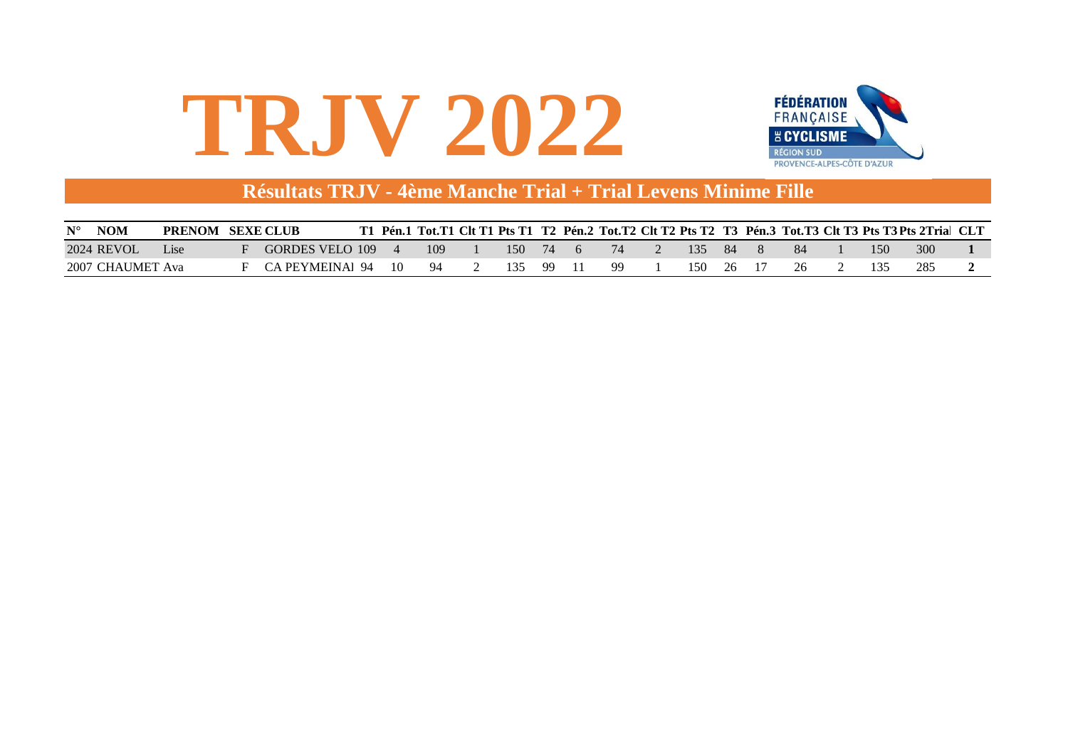# TRJV 2022

## Résultats TRJV - 4ème Manche Trial + Trial Levens Minime Fille

| N° | NOM | PRENOM | SEXE | CLUB | T1 | Pén.1 | Tot.T1 | Clt T1 | Pts T1 | T2 | Pén.2 | Tot.T2 | Clt T2 | Pts T2 | T3 | Pén.3 | Tot.T3 | Clt T3 | Pts T3 | Pts 2Trial | CLT |
|---|---|---|---|---|---|---|---|---|---|---|---|---|---|---|---|---|---|---|---|---|---|
| 2024 | REVOL | Lise | F | GORDES VELO | 109 | 4 | 109 | 1 | 150 | 74 | 6 | 74 | 2 | 135 | 84 | 8 | 84 | 1 | 150 | 300 | **1** |
| 2007 | CHAUMET | Ava | F | CA PEYMEINAI | 94 | 10 | 94 | 2 | 135 | 99 | 11 | 99 | 1 | 150 | 26 | 17 | 26 | 2 | 135 | 285 | **2** |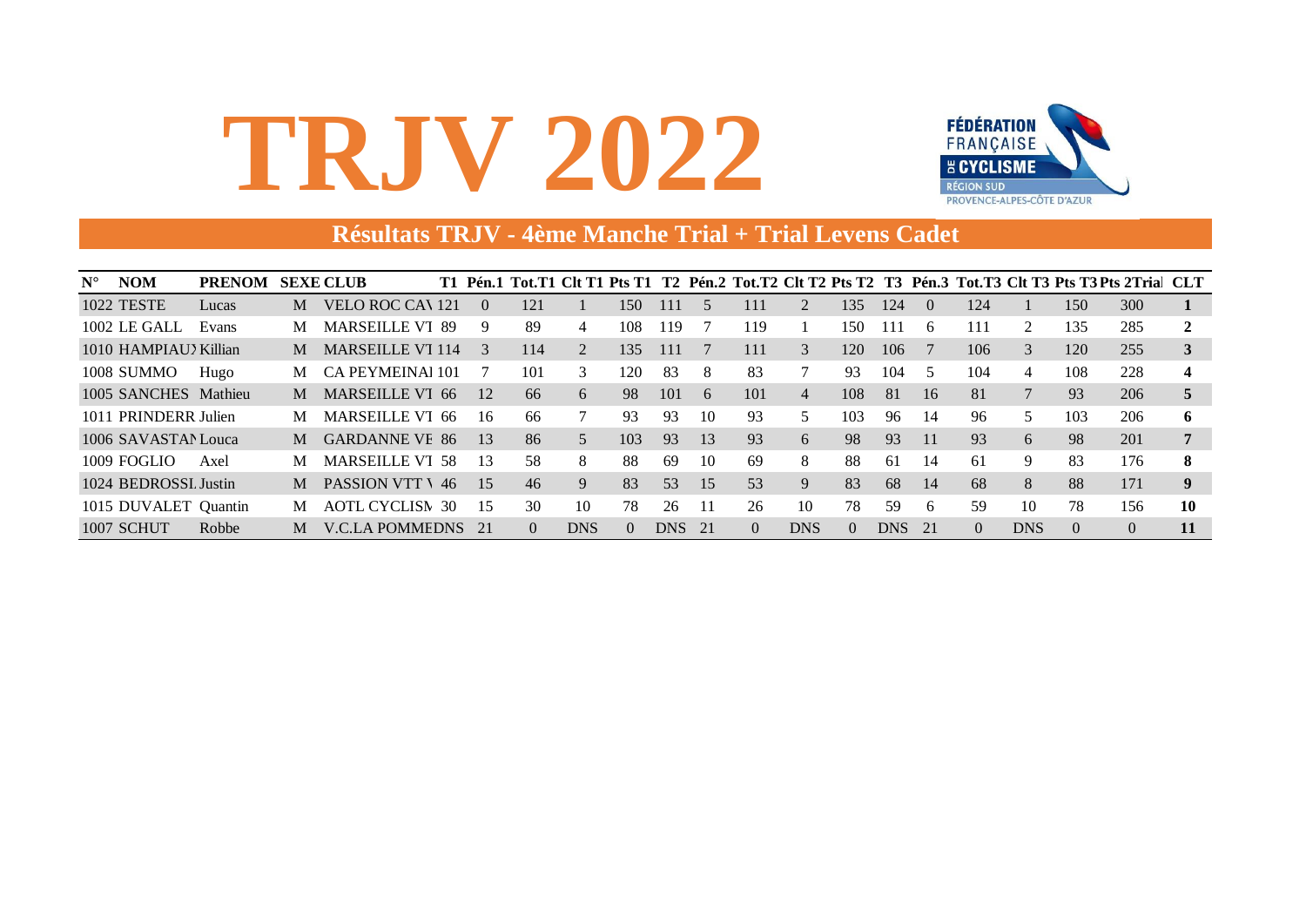# TRJV 2022

## Résultats TRJV - 4ème Manche Trial + Trial Levens Cadet

| N° | NOM | PRENOM | SEXE | CLUB | T1 | Pén.1 | Tot.T1 | Clt T1 | Pts T1 | T2 | Pén.2 | Tot.T2 | Clt T2 | Pts T2 | T3 | Pén.3 | Tot.T3 | Clt T3 | Pts T3 | Pts 2Trial | CLT |
|---|---|---|---|---|---|---|---|---|---|---|---|---|---|---|---|---|---|---|---|---|---|
| 1022 | TESTE | Lucas | M | VELO ROC CAV | 121 | 0 | 121 | 1 | 150 | 111 | 5 | 111 | 2 | 135 | 124 | 0 | 124 | 1 | 150 | 300 | **1** |
| 1002 | LE GALL | Evans | M | MARSEILLE VT | 89 | 9 | 89 | 4 | 108 | 119 | 7 | 119 | 1 | 150 | 111 | 6 | 111 | 2 | 135 | 285 | **2** |
| 1010 | HAMPIAUX | Killian | M | MARSEILLE VT | 114 | 3 | 114 | 2 | 135 | 111 | 7 | 111 | 3 | 120 | 106 | 7 | 106 | 3 | 120 | 255 | **3** |
| 1008 | SUMMO | Hugo | M | CA PEYMEINAI | 101 | 7 | 101 | 3 | 120 | 83 | 8 | 83 | 7 | 93 | 104 | 5 | 104 | 4 | 108 | 228 | **4** |
| 1005 | SANCHES | Mathieu | M | MARSEILLE VT | 66 | 12 | 66 | 6 | 98 | 101 | 6 | 101 | 4 | 108 | 81 | 16 | 81 | 7 | 93 | 206 | **5** |
| 1011 | PRINDERR | Julien | M | MARSEILLE VT | 66 | 16 | 66 | 7 | 93 | 93 | 10 | 93 | 5 | 103 | 96 | 14 | 96 | 5 | 103 | 206 | **6** |
| 1006 | SAVASTAN | Louca | M | GARDANNE VE | 86 | 13 | 86 | 5 | 103 | 93 | 13 | 93 | 6 | 98 | 93 | 11 | 93 | 6 | 98 | 201 | **7** |
| 1009 | FOGLIO | Axel | M | MARSEILLE VT | 58 | 13 | 58 | 8 | 88 | 69 | 10 | 69 | 8 | 88 | 61 | 14 | 61 | 9 | 83 | 176 | **8** |
| 1024 | BEDROSSI | Justin | M | PASSION VTT V | 46 | 15 | 46 | 9 | 83 | 53 | 15 | 53 | 9 | 83 | 68 | 14 | 68 | 8 | 88 | 171 | **9** |
| 1015 | DUVALET | Quantin | M | AOTL CYCLISM | 30 | 15 | 30 | 10 | 78 | 26 | 11 | 26 | 10 | 78 | 59 | 6 | 59 | 10 | 78 | 156 | **10** |
| 1007 | SCHUT | Robbe | M | V.C.LA POMME | DNS | 21 | 0 | DNS | 0 | DNS | 21 | 0 | DNS | 0 | DNS | 21 | 0 | DNS | 0 | 0 | **11** |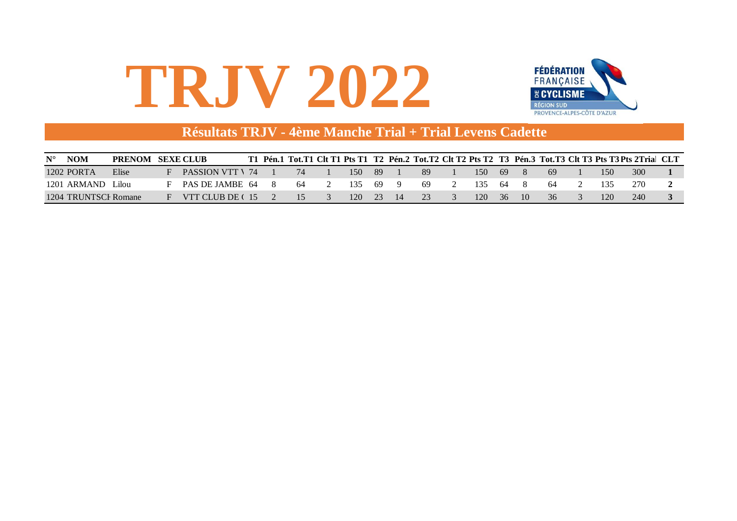# TRJV 2022

FÉDÉRATION FRANÇAISE DE CYCLISME
RÉGION SUD
PROVENCE-ALPES-CÔTE D'AZUR

## Résultats TRJV - 4ème Manche Trial + Trial Levens Cadette

| N° | NOM | PRENOM | SEXE | CLUB | T1 | Pén.1 | Tot.T1 | Clt T1 | Pts T1 | T2 | Pén.2 | Tot.T2 | Clt T2 | Pts T2 | T3 | Pén.3 | Tot.T3 | Clt T3 | Pts T3 | Pts 2Trial | CLT |
|---|---|---|---|---|---|---|---|---|---|---|---|---|---|---|---|---|---|---|---|---|---|
| 1202 | PORTA | Elise | F | PASSION VTT \ | 74 | 1 | 74 | 1 | 150 | 89 | 1 | 89 | 1 | 150 | 69 | 8 | 69 | 1 | 150 | 300 | **1** |
| 1201 | ARMAND | Lilou | F | PAS DE JAMBE | 64 | 8 | 64 | 2 | 135 | 69 | 9 | 69 | 2 | 135 | 64 | 8 | 64 | 2 | 135 | 270 | **2** |
| 1204 | TRUNTSCH | Romane | F | VTT CLUB DE ( | 15 | 2 | 15 | 3 | 120 | 23 | 14 | 23 | 3 | 120 | 36 | 10 | 36 | 3 | 120 | 240 | **3** |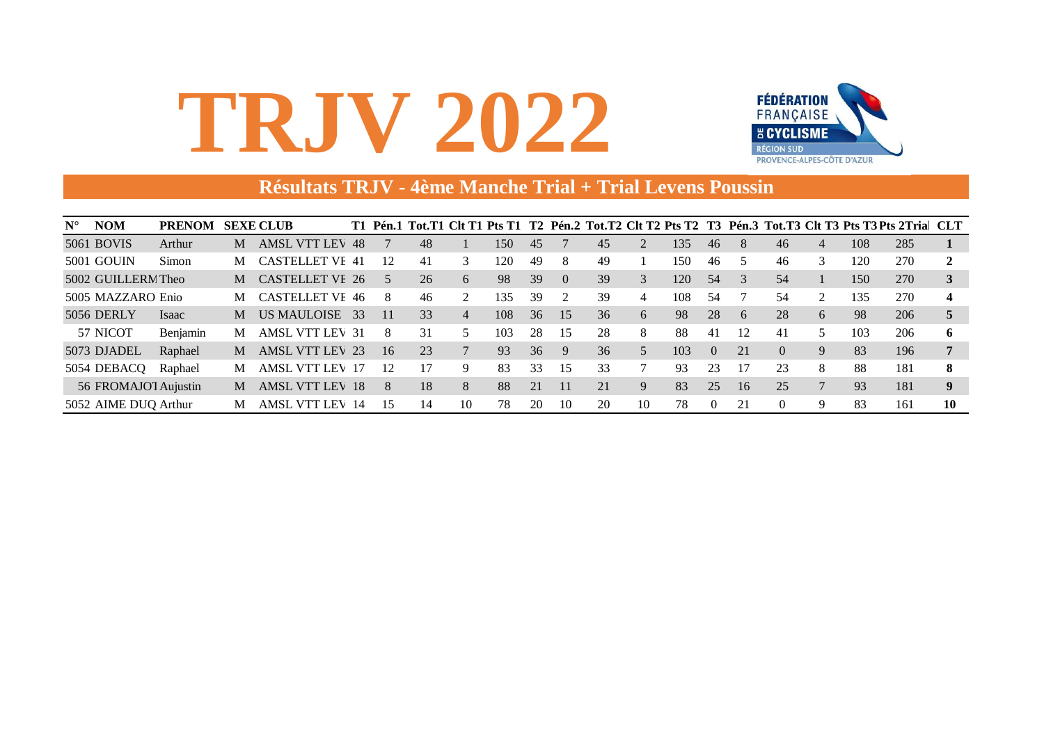# TRJV 2022

FÉDÉRATION FRANÇAISE DE CYCLISME RÉGION SUD PROVENCE-ALPES-CÔTE D'AZUR

## Résultats TRJV - 4ème Manche Trial + Trial Levens Poussin

| N° | NOM | PRENOM | SEXE | CLUB | T1 | Pén.1 | Tot.T1 | Clt T1 | Pts T1 | T2 | Pén.2 | Tot.T2 | Clt T2 | Pts T2 | T3 | Pén.3 | Tot.T3 | Clt T3 | Pts T3 | Pts 2Trial | CLT |
|---|---|---|---|---|---|---|---|---|---|---|---|---|---|---|---|---|---|---|---|---|---|
| 5061 | BOVIS | Arthur | M | AMSL VTT LEV | 48 | 7 | 48 | 1 | 150 | 45 | 7 | 45 | 2 | 135 | 46 | 8 | 46 | 4 | 108 | 285 | **1** |
| 5001 | GOUIN | Simon | M | CASTELLET VE | 41 | 12 | 41 | 3 | 120 | 49 | 8 | 49 | 1 | 150 | 46 | 5 | 46 | 3 | 120 | 270 | **2** |
| 5002 | GUILLERM | Theo | M | CASTELLET VE | 26 | 5 | 26 | 6 | 98 | 39 | 0 | 39 | 3 | 120 | 54 | 3 | 54 | 1 | 150 | 270 | **3** |
| 5005 | MAZZARO | Enio | M | CASTELLET VE | 46 | 8 | 46 | 2 | 135 | 39 | 2 | 39 | 4 | 108 | 54 | 7 | 54 | 2 | 135 | 270 | **4** |
| 5056 | DERLY | Isaac | M | US MAULOISE | 33 | 11 | 33 | 4 | 108 | 36 | 15 | 36 | 6 | 98 | 28 | 6 | 28 | 6 | 98 | 206 | **5** |
| 57 | NICOT | Benjamin | M | AMSL VTT LEV | 31 | 8 | 31 | 5 | 103 | 28 | 15 | 28 | 8 | 88 | 41 | 12 | 41 | 5 | 103 | 206 | **6** |
| 5073 | DJADEL | Raphael | M | AMSL VTT LEV | 23 | 16 | 23 | 7 | 93 | 36 | 9 | 36 | 5 | 103 | 0 | 21 | 0 | 9 | 83 | 196 | **7** |
| 5054 | DEBACQ | Raphael | M | AMSL VTT LEV | 17 | 12 | 17 | 9 | 83 | 33 | 15 | 33 | 7 | 93 | 23 | 17 | 23 | 8 | 88 | 181 | **8** |
| 56 | FROMAJOT | Aujustin | M | AMSL VTT LEV | 18 | 8 | 18 | 8 | 88 | 21 | 11 | 21 | 9 | 83 | 25 | 16 | 25 | 7 | 93 | 181 | **9** |
| 5052 | AIME DUQ | Arthur | M | AMSL VTT LEV | 14 | 15 | 14 | 10 | 78 | 20 | 10 | 20 | 10 | 78 | 0 | 21 | 0 | 9 | 83 | 161 | **10** |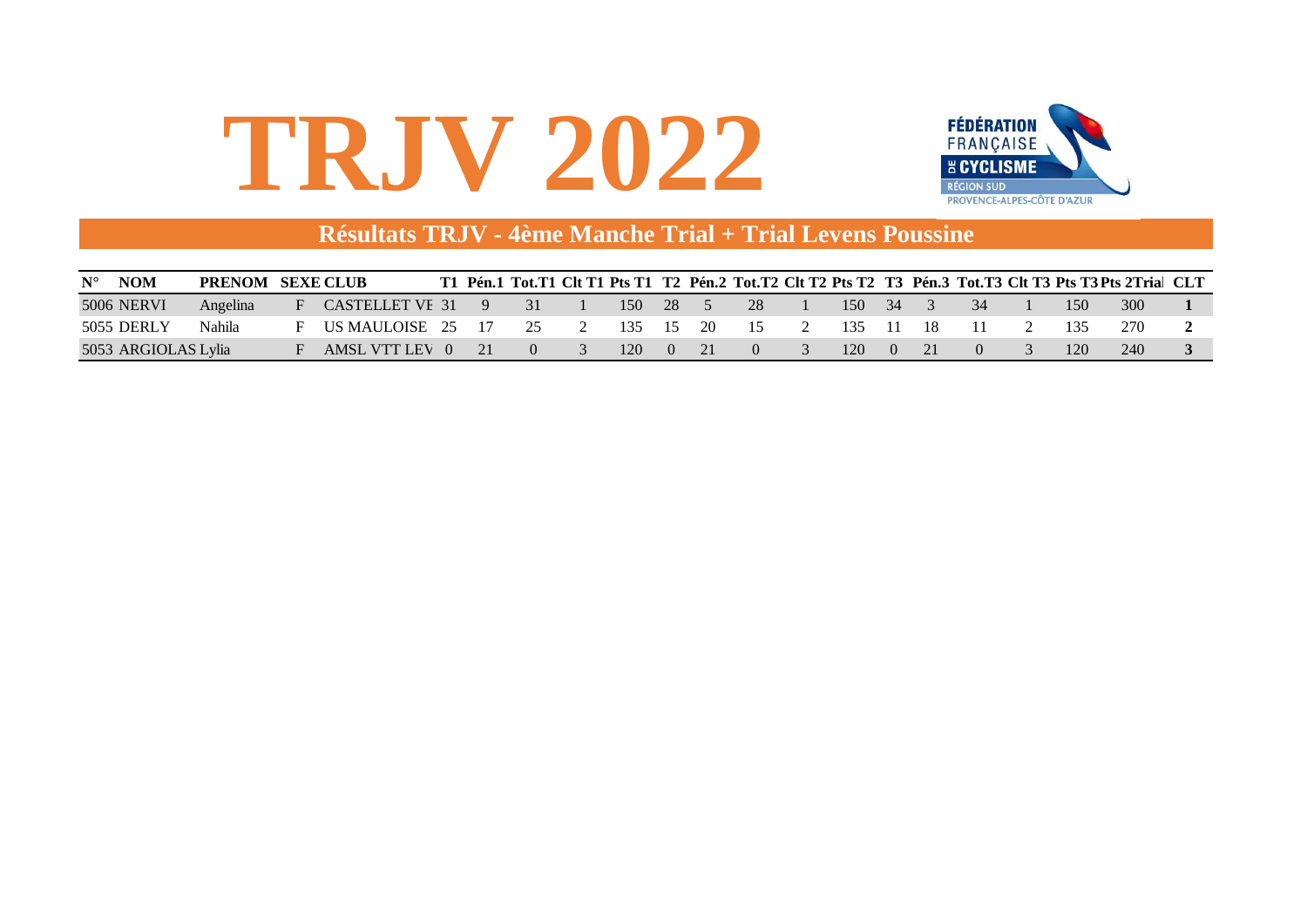# TRJV 2022

FÉDÉRATION FRANÇAISE DE CYCLISME
RÉGION SUD
PROVENCE-ALPES-CÔTE D'AZUR

## Résultats TRJV - 4ème Manche Trial + Trial Levens Poussine

| N° | NOM | PRENOM | SEXE | CLUB | T1 | Pén.1 | Tot.T1 | Clt T1 | Pts T1 | T2 | Pén.2 | Tot.T2 | Clt T2 | Pts T2 | T3 | Pén.3 | Tot.T3 | Clt T3 | Pts T3 | Pts 2Trial | CLT |
|---|---|---|---|---|---|---|---|---|---|---|---|---|---|---|---|---|---|---|---|---|---|
| 5006 | NERVI | Angelina | F | CASTELLET VE | 31 | 9 | 31 | 1 | 150 | 28 | 5 | 28 | 1 | 150 | 34 | 3 | 34 | 1 | 150 | 300 | **1** |
| 5055 | DERLY | Nahila | F | US MAULOISE | 25 | 17 | 25 | 2 | 135 | 15 | 20 | 15 | 2 | 135 | 11 | 18 | 11 | 2 | 135 | 270 | **2** |
| 5053 | ARGIOLAS | Lylia | F | AMSL VTT LEV | 0 | 21 | 0 | 3 | 120 | 0 | 21 | 0 | 3 | 120 | 0 | 21 | 0 | 3 | 120 | 240 | **3** |